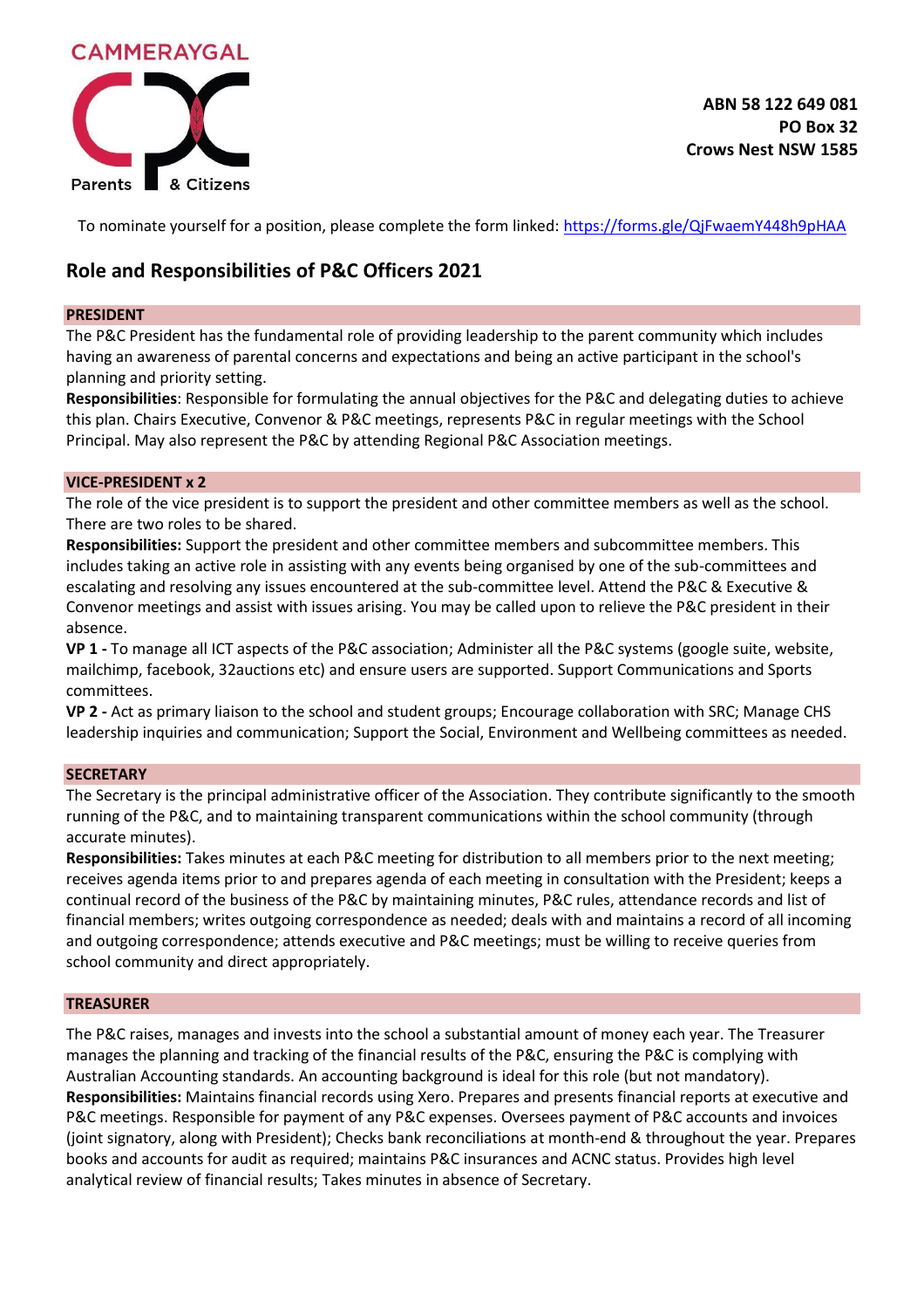CAMMERAYGAL

Parents & Citizens

**ABN 58 122 649 081**
**PO Box 32**
**Crows Nest NSW 1585**

To nominate yourself for a position, please complete the form linked: https://forms.gle/QjFwaemY448h9pHAA

## Role and Responsibilities of P&C Officers 2021

### PRESIDENT

The P&C President has the fundamental role of providing leadership to the parent community which includes having an awareness of parental concerns and expectations and being an active participant in the school's planning and priority setting.

**Responsibilities**: Responsible for formulating the annual objectives for the P&C and delegating duties to achieve this plan. Chairs Executive, Convenor & P&C meetings, represents P&C in regular meetings with the School Principal. May also represent the P&C by attending Regional P&C Association meetings.

### VICE-PRESIDENT x 2

The role of the vice president is to support the president and other committee members as well as the school. There are two roles to be shared.

**Responsibilities:** Support the president and other committee members and subcommittee members. This includes taking an active role in assisting with any events being organised by one of the sub-committees and escalating and resolving any issues encountered at the sub-committee level. Attend the P&C & Executive & Convenor meetings and assist with issues arising. You may be called upon to relieve the P&C president in their absence.

**VP 1 -** To manage all ICT aspects of the P&C association; Administer all the P&C systems (google suite, website, mailchimp, facebook, 32auctions etc) and ensure users are supported. Support Communications and Sports committees.

**VP 2 -** Act as primary liaison to the school and student groups; Encourage collaboration with SRC; Manage CHS leadership inquiries and communication; Support the Social, Environment and Wellbeing committees as needed.

### SECRETARY

The Secretary is the principal administrative officer of the Association. They contribute significantly to the smooth running of the P&C, and to maintaining transparent communications within the school community (through accurate minutes).

**Responsibilities:** Takes minutes at each P&C meeting for distribution to all members prior to the next meeting; receives agenda items prior to and prepares agenda of each meeting in consultation with the President; keeps a continual record of the business of the P&C by maintaining minutes, P&C rules, attendance records and list of financial members; writes outgoing correspondence as needed; deals with and maintains a record of all incoming and outgoing correspondence; attends executive and P&C meetings; must be willing to receive queries from school community and direct appropriately.

### TREASURER

The P&C raises, manages and invests into the school a substantial amount of money each year. The Treasurer manages the planning and tracking of the financial results of the P&C, ensuring the P&C is complying with Australian Accounting standards. An accounting background is ideal for this role (but not mandatory).

**Responsibilities:** Maintains financial records using Xero. Prepares and presents financial reports at executive and P&C meetings. Responsible for payment of any P&C expenses. Oversees payment of P&C accounts and invoices (joint signatory, along with President); Checks bank reconciliations at month-end & throughout the year. Prepares books and accounts for audit as required; maintains P&C insurances and ACNC status. Provides high level analytical review of financial results; Takes minutes in absence of Secretary.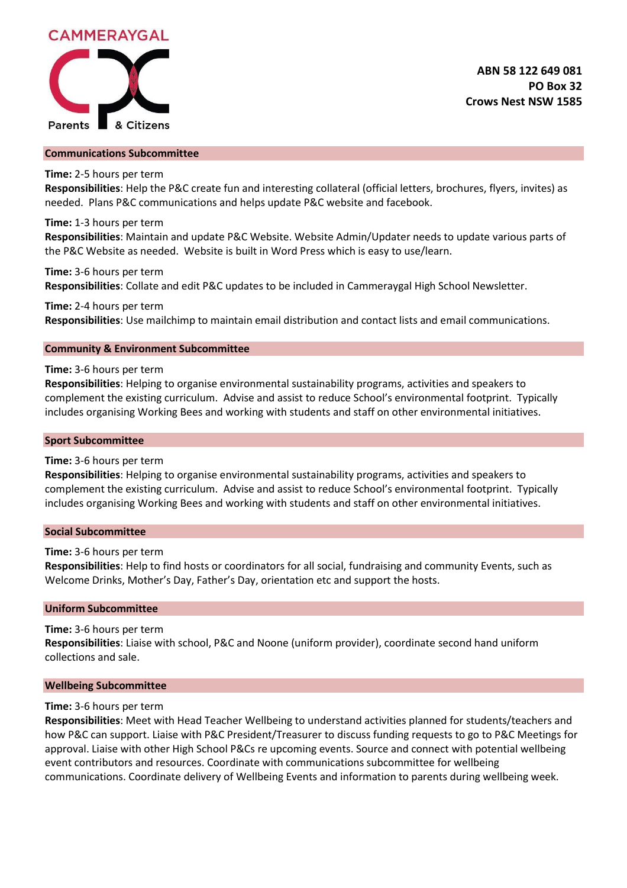CAMMERAYGAL

Parents & Citizens

**ABN 58 122 649 081**
**PO Box 32**
**Crows Nest NSW 1585**

## Communications Subcommittee

**Time:** 2-5 hours per term
**Responsibilities**: Help the P&C create fun and interesting collateral (official letters, brochures, flyers, invites) as needed. Plans P&C communications and helps update P&C website and facebook.

**Time:** 1-3 hours per term
**Responsibilities**: Maintain and update P&C Website. Website Admin/Updater needs to update various parts of the P&C Website as needed. Website is built in Word Press which is easy to use/learn.

**Time:** 3-6 hours per term
**Responsibilities**: Collate and edit P&C updates to be included in Cammeraygal High School Newsletter.

**Time:** 2-4 hours per term
**Responsibilities**: Use mailchimp to maintain email distribution and contact lists and email communications.

## Community & Environment Subcommittee

**Time:** 3-6 hours per term
**Responsibilities**: Helping to organise environmental sustainability programs, activities and speakers to complement the existing curriculum. Advise and assist to reduce School's environmental footprint. Typically includes organising Working Bees and working with students and staff on other environmental initiatives.

## Sport Subcommittee

**Time:** 3-6 hours per term
**Responsibilities**: Helping to organise environmental sustainability programs, activities and speakers to complement the existing curriculum. Advise and assist to reduce School's environmental footprint. Typically includes organising Working Bees and working with students and staff on other environmental initiatives.

## Social Subcommittee

**Time:** 3-6 hours per term
**Responsibilities**: Help to find hosts or coordinators for all social, fundraising and community Events, such as Welcome Drinks, Mother's Day, Father's Day, orientation etc and support the hosts.

## Uniform Subcommittee

**Time:** 3-6 hours per term
**Responsibilities**: Liaise with school, P&C and Noone (uniform provider), coordinate second hand uniform collections and sale.

## Wellbeing Subcommittee

**Time:** 3-6 hours per term
**Responsibilities**: Meet with Head Teacher Wellbeing to understand activities planned for students/teachers and how P&C can support. Liaise with P&C President/Treasurer to discuss funding requests to go to P&C Meetings for approval. Liaise with other High School P&Cs re upcoming events. Source and connect with potential wellbeing event contributors and resources. Coordinate with communications subcommittee for wellbeing communications. Coordinate delivery of Wellbeing Events and information to parents during wellbeing week.